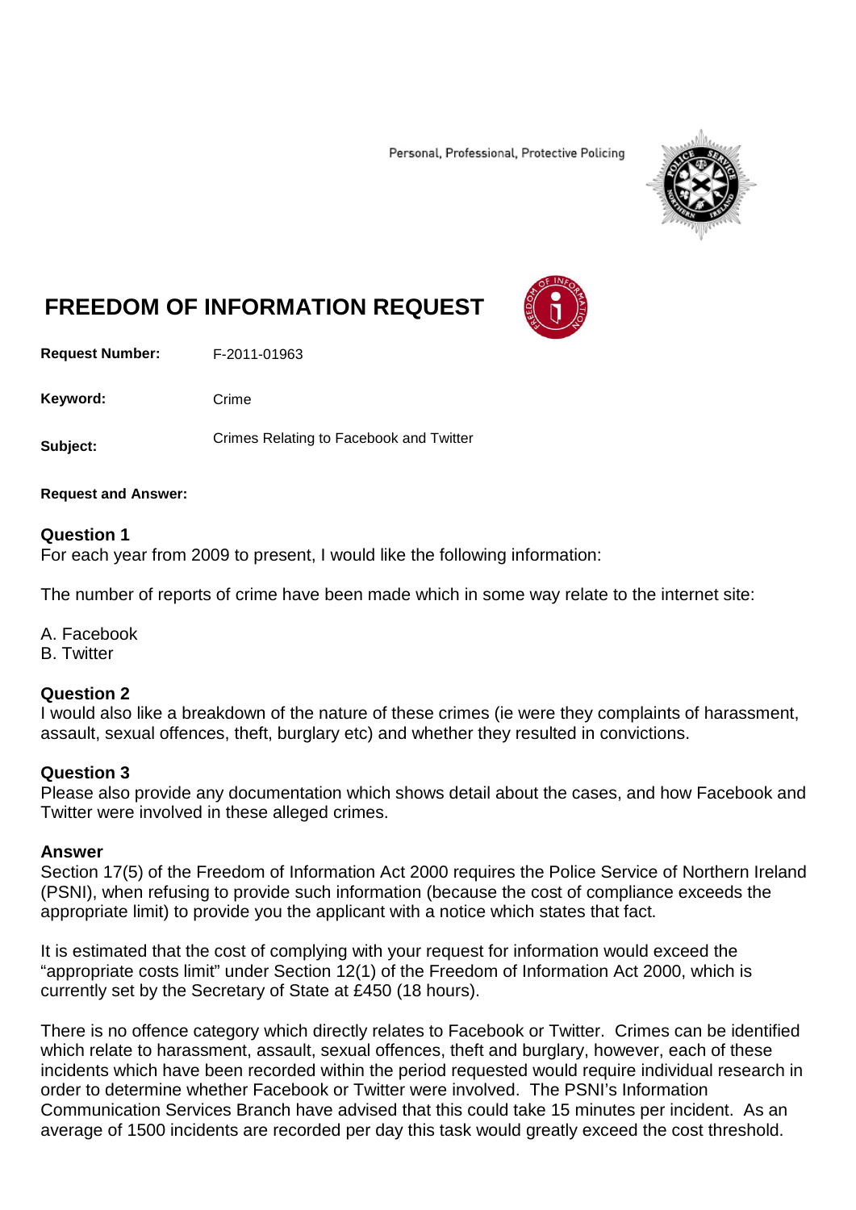Personal, Professional, Protective Policing

# FREEDOM OF INFORMATION REQUEST

**Request Number:** F-2011-01963

**Keyword:** Crime

**Subject:** Crimes Relating to Facebook and Twitter

**Request and Answer:**

### Question 1

For each year from 2009 to present, I would like the following information:

The number of reports of crime have been made which in some way relate to the internet site:

A. Facebook
B. Twitter

### Question 2

I would also like a breakdown of the nature of these crimes (ie were they complaints of harassment, assault, sexual offences, theft, burglary etc) and whether they resulted in convictions.

### Question 3

Please also provide any documentation which shows detail about the cases, and how Facebook and Twitter were involved in these alleged crimes.

### Answer

Section 17(5) of the Freedom of Information Act 2000 requires the Police Service of Northern Ireland (PSNI), when refusing to provide such information (because the cost of compliance exceeds the appropriate limit) to provide you the applicant with a notice which states that fact.

It is estimated that the cost of complying with your request for information would exceed the "appropriate costs limit" under Section 12(1) of the Freedom of Information Act 2000, which is currently set by the Secretary of State at £450 (18 hours).

There is no offence category which directly relates to Facebook or Twitter. Crimes can be identified which relate to harassment, assault, sexual offences, theft and burglary, however, each of these incidents which have been recorded within the period requested would require individual research in order to determine whether Facebook or Twitter were involved. The PSNI's Information Communication Services Branch have advised that this could take 15 minutes per incident. As an average of 1500 incidents are recorded per day this task would greatly exceed the cost threshold.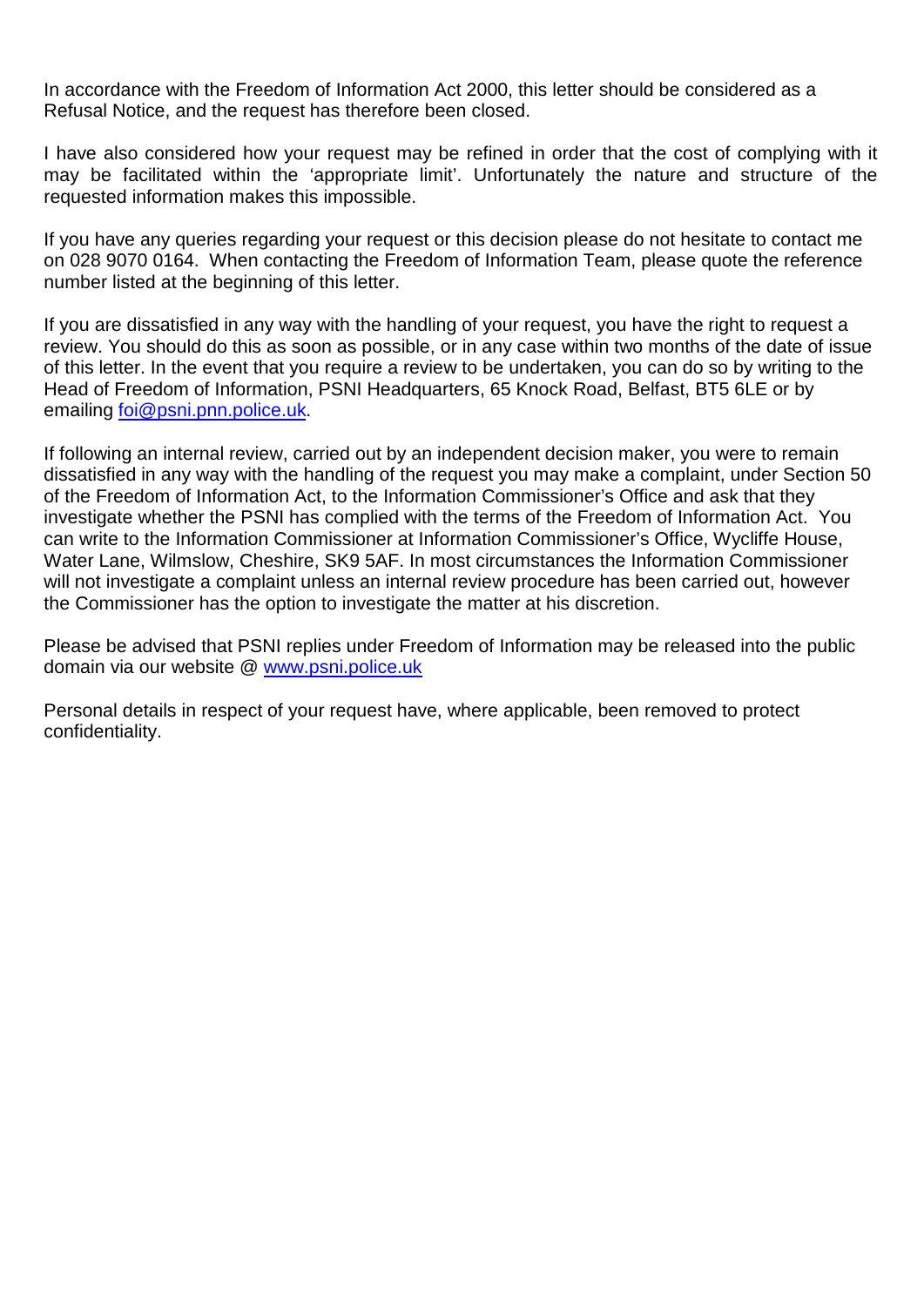In accordance with the Freedom of Information Act 2000, this letter should be considered as a Refusal Notice, and the request has therefore been closed.

I have also considered how your request may be refined in order that the cost of complying with it may be facilitated within the 'appropriate limit'. Unfortunately the nature and structure of the requested information makes this impossible.

If you have any queries regarding your request or this decision please do not hesitate to contact me on 028 9070 0164. When contacting the Freedom of Information Team, please quote the reference number listed at the beginning of this letter.

If you are dissatisfied in any way with the handling of your request, you have the right to request a review. You should do this as soon as possible, or in any case within two months of the date of issue of this letter. In the event that you require a review to be undertaken, you can do so by writing to the Head of Freedom of Information, PSNI Headquarters, 65 Knock Road, Belfast, BT5 6LE or by emailing foi@psni.pnn.police.uk.

If following an internal review, carried out by an independent decision maker, you were to remain dissatisfied in any way with the handling of the request you may make a complaint, under Section 50 of the Freedom of Information Act, to the Information Commissioner's Office and ask that they investigate whether the PSNI has complied with the terms of the Freedom of Information Act. You can write to the Information Commissioner at Information Commissioner's Office, Wycliffe House, Water Lane, Wilmslow, Cheshire, SK9 5AF. In most circumstances the Information Commissioner will not investigate a complaint unless an internal review procedure has been carried out, however the Commissioner has the option to investigate the matter at his discretion.

Please be advised that PSNI replies under Freedom of Information may be released into the public domain via our website @ www.psni.police.uk

Personal details in respect of your request have, where applicable, been removed to protect confidentiality.